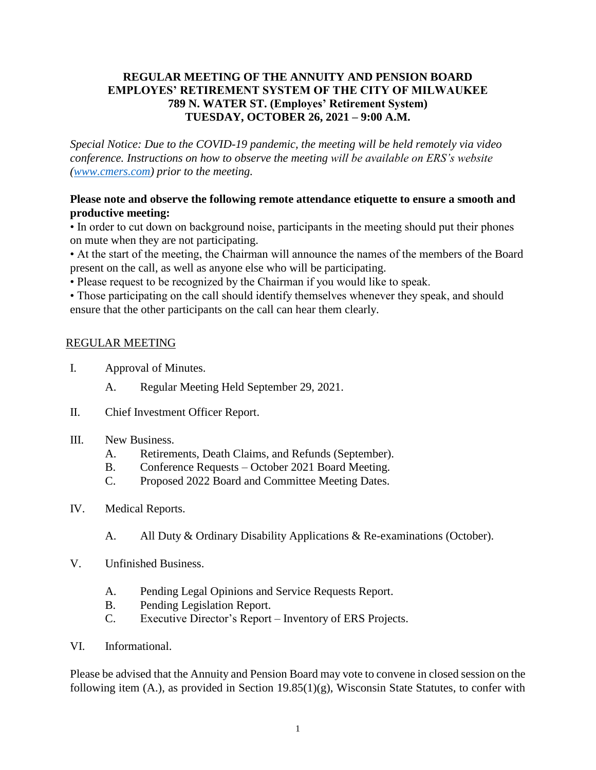**REGULAR MEETING OF THE ANNUITY AND PENSION BOARD**
**EMPLOYES' RETIREMENT SYSTEM OF THE CITY OF MILWAUKEE**
**789 N. WATER ST. (Employes' Retirement System)**
**TUESDAY, OCTOBER 26, 2021 – 9:00 A.M.**

*Special Notice: Due to the COVID-19 pandemic, the meeting will be held remotely via video conference. Instructions on how to observe the meeting will be available on ERS's website ([www.cmers.com](http://www.cmers.com)) prior to the meeting.*

**Please note and observe the following remote attendance etiquette to ensure a smooth and productive meeting:**

- In order to cut down on background noise, participants in the meeting should put their phones on mute when they are not participating.
- At the start of the meeting, the Chairman will announce the names of the members of the Board present on the call, as well as anyone else who will be participating.
- Please request to be recognized by the Chairman if you would like to speak.
- Those participating on the call should identify themselves whenever they speak, and should ensure that the other participants on the call can hear them clearly.

REGULAR MEETING

I. Approval of Minutes.

   A. Regular Meeting Held September 29, 2021.

II. Chief Investment Officer Report.

III. New Business.

   A. Retirements, Death Claims, and Refunds (September).
   B. Conference Requests – October 2021 Board Meeting.
   C. Proposed 2022 Board and Committee Meeting Dates.

IV. Medical Reports.

   A. All Duty & Ordinary Disability Applications & Re-examinations (October).

V. Unfinished Business.

   A. Pending Legal Opinions and Service Requests Report.
   B. Pending Legislation Report.
   C. Executive Director's Report – Inventory of ERS Projects.

VI. Informational.

Please be advised that the Annuity and Pension Board may vote to convene in closed session on the following item (A.), as provided in Section 19.85(1)(g), Wisconsin State Statutes, to confer with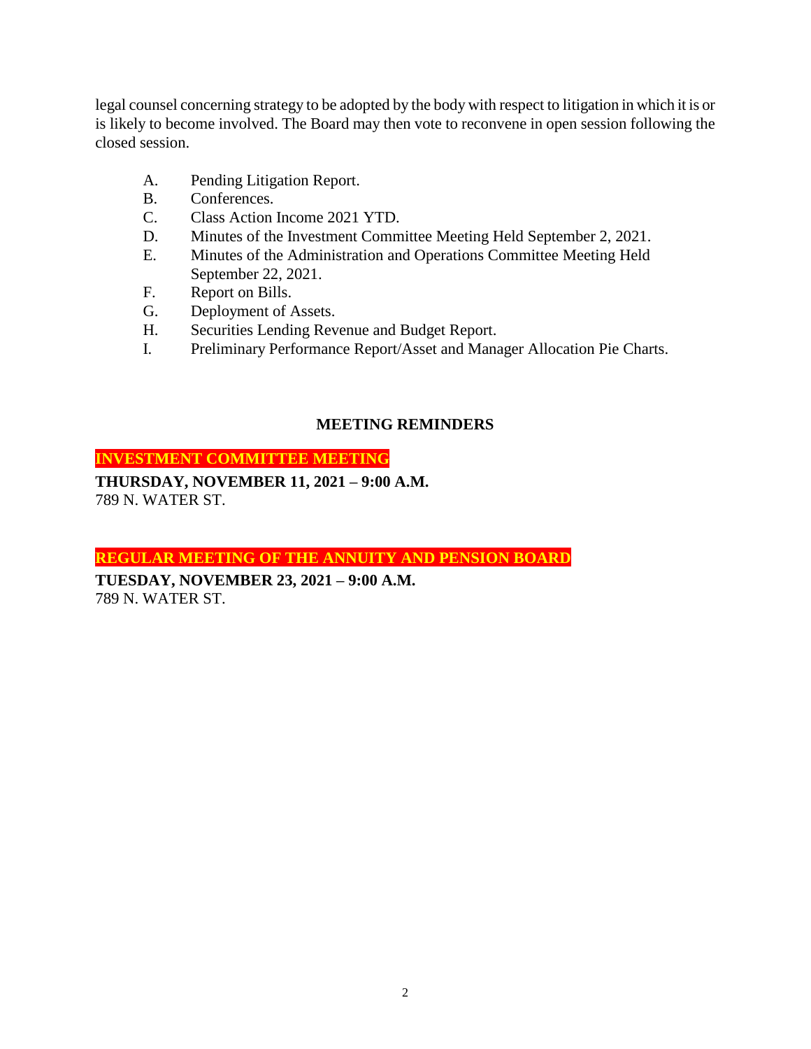legal counsel concerning strategy to be adopted by the body with respect to litigation in which it is or is likely to become involved. The Board may then vote to reconvene in open session following the closed session.

A. Pending Litigation Report.
B. Conferences.
C. Class Action Income 2021 YTD.
D. Minutes of the Investment Committee Meeting Held September 2, 2021.
E. Minutes of the Administration and Operations Committee Meeting Held September 22, 2021.
F. Report on Bills.
G. Deployment of Assets.
H. Securities Lending Revenue and Budget Report.
I. Preliminary Performance Report/Asset and Manager Allocation Pie Charts.

## MEETING REMINDERS

**INVESTMENT COMMITTEE MEETING**

**THURSDAY, NOVEMBER 11, 2021 – 9:00 A.M.**
789 N. WATER ST.

**REGULAR MEETING OF THE ANNUITY AND PENSION BOARD**

**TUESDAY, NOVEMBER 23, 2021 – 9:00 A.M.**
789 N. WATER ST.